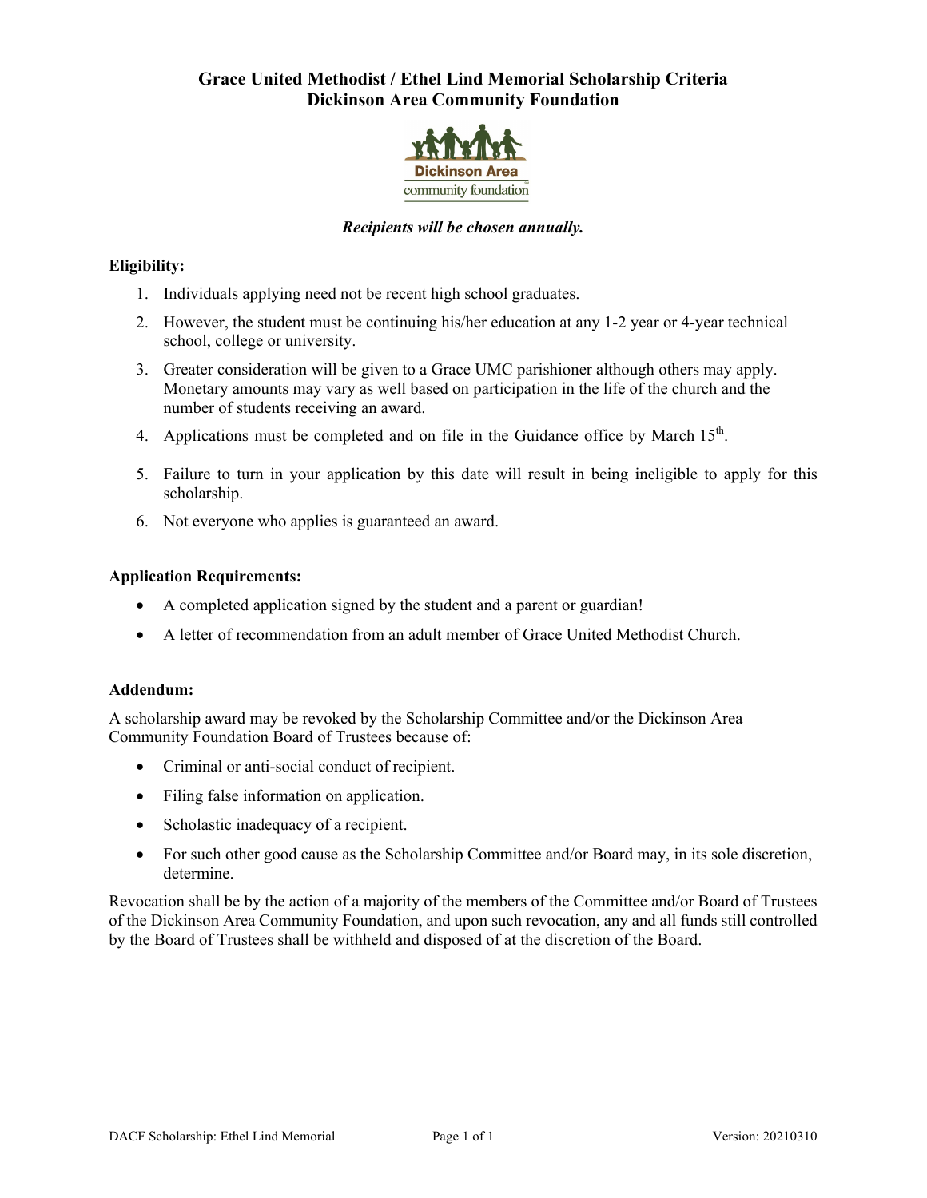# Grace United Methodist / Ethel Lind Memorial Scholarship Criteria
# Dickinson Area Community Foundation

***Recipients will be chosen annually.***

**Eligibility:**

1. Individuals applying need not be recent high school graduates.
2. However, the student must be continuing his/her education at any 1-2 year or 4-year technical school, college or university.
3. Greater consideration will be given to a Grace UMC parishioner although others may apply. Monetary amounts may vary as well based on participation in the life of the church and the number of students receiving an award.
4. Applications must be completed and on file in the Guidance office by March 15th.
5. Failure to turn in your application by this date will result in being ineligible to apply for this scholarship.
6. Not everyone who applies is guaranteed an award.

**Application Requirements:**

- A completed application signed by the student and a parent or guardian!
- A letter of recommendation from an adult member of Grace United Methodist Church.

**Addendum:**

A scholarship award may be revoked by the Scholarship Committee and/or the Dickinson Area Community Foundation Board of Trustees because of:

- Criminal or anti-social conduct of recipient.
- Filing false information on application.
- Scholastic inadequacy of a recipient.
- For such other good cause as the Scholarship Committee and/or Board may, in its sole discretion, determine.

Revocation shall be by the action of a majority of the members of the Committee and/or Board of Trustees of the Dickinson Area Community Foundation, and upon such revocation, any and all funds still controlled by the Board of Trustees shall be withheld and disposed of at the discretion of the Board.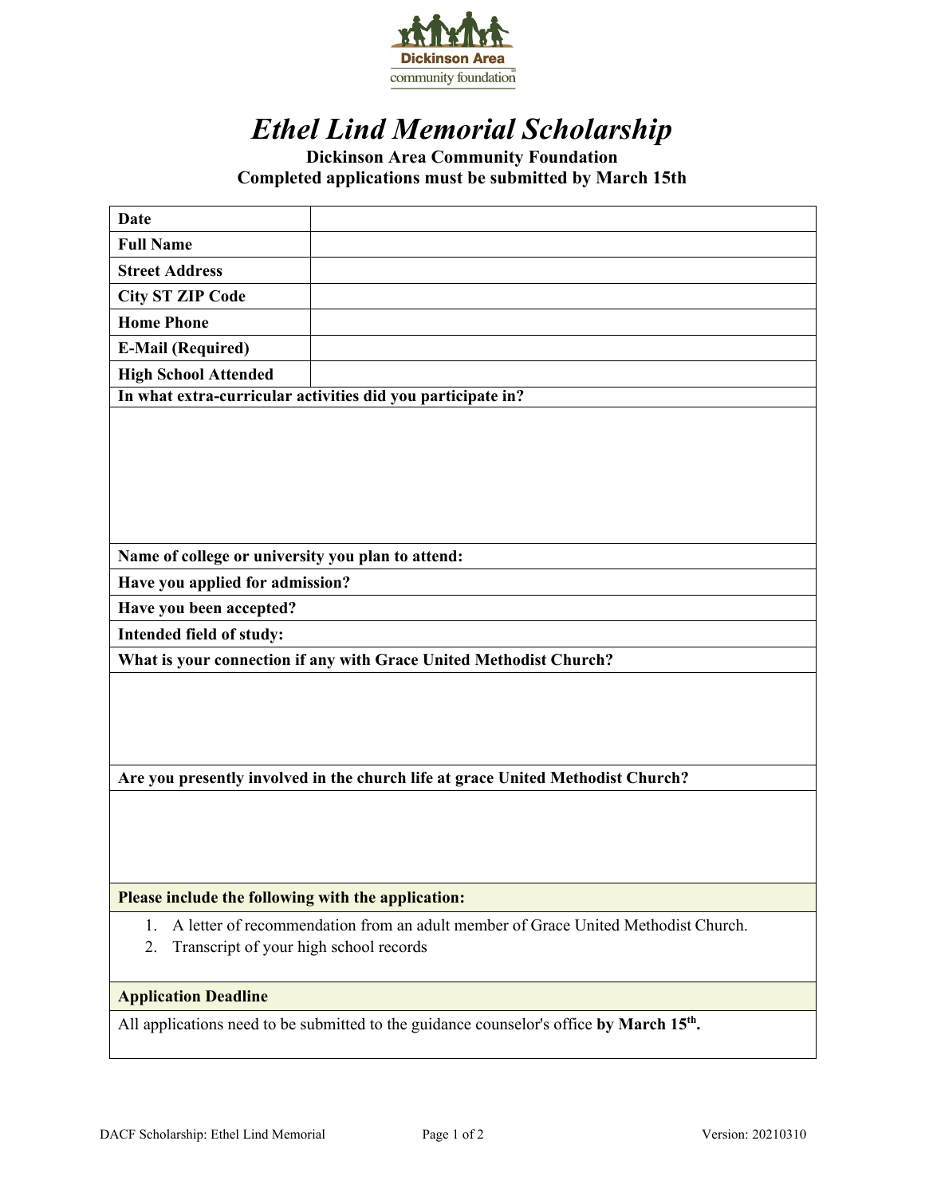# *Ethel Lind Memorial Scholarship*

**Dickinson Area Community Foundation**
**Completed applications must be submitted by March 15th**

| **Date** | |
|---|---|
| **Full Name** | |
| **Street Address** | |
| **City ST ZIP Code** | |
| **Home Phone** | |
| **E-Mail (Required)** | |
| **High School Attended** | |

**In what extra-curricular activities did you participate in?**

**Name of college or university you plan to attend:**

**Have you applied for admission?**

**Have you been accepted?**

**Intended field of study:**

**What is your connection if any with Grace United Methodist Church?**

**Are you presently involved in the church life at grace United Methodist Church?**

**Please include the following with the application:**

1. A letter of recommendation from an adult member of Grace United Methodist Church.
2. Transcript of your high school records

**Application Deadline**

All applications need to be submitted to the guidance counselor's office **by March 15th.**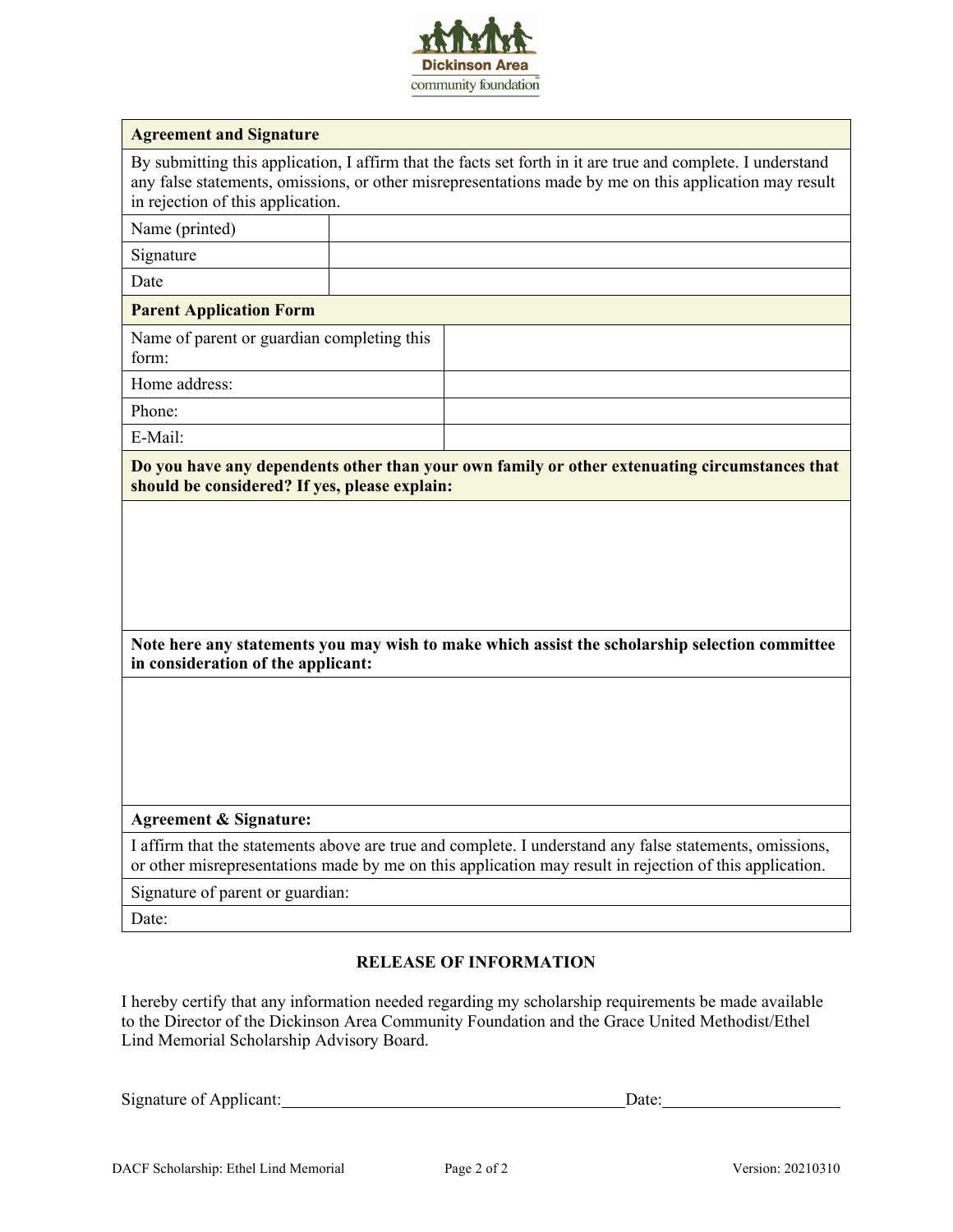Dickinson Area community foundation

| Agreement and Signature | |
|---|---|
| By submitting this application, I affirm that the facts set forth in it are true and complete. I understand any false statements, omissions, or other misrepresentations made by me on this application may result in rejection of this application. | |
| Name (printed) | |
| Signature | |
| Date | |

| Parent Application Form | |
|---|---|
| Name of parent or guardian completing this form: | |
| Home address: | |
| Phone: | |
| E-Mail: | |

**Do you have any dependents other than your own family or other extenuating circumstances that should be considered? If yes, please explain:**

**Note here any statements you may wish to make which assist the scholarship selection committee in consideration of the applicant:**

| Agreement & Signature: |
|---|
| I affirm that the statements above are true and complete. I understand any false statements, omissions, or other misrepresentations made by me on this application may result in rejection of this application. |
| Signature of parent or guardian: |
| Date: |

## RELEASE OF INFORMATION

I hereby certify that any information needed regarding my scholarship requirements be made available to the Director of the Dickinson Area Community Foundation and the Grace United Methodist/Ethel Lind Memorial Scholarship Advisory Board.

Signature of Applicant:________________________________________ Date:____________________